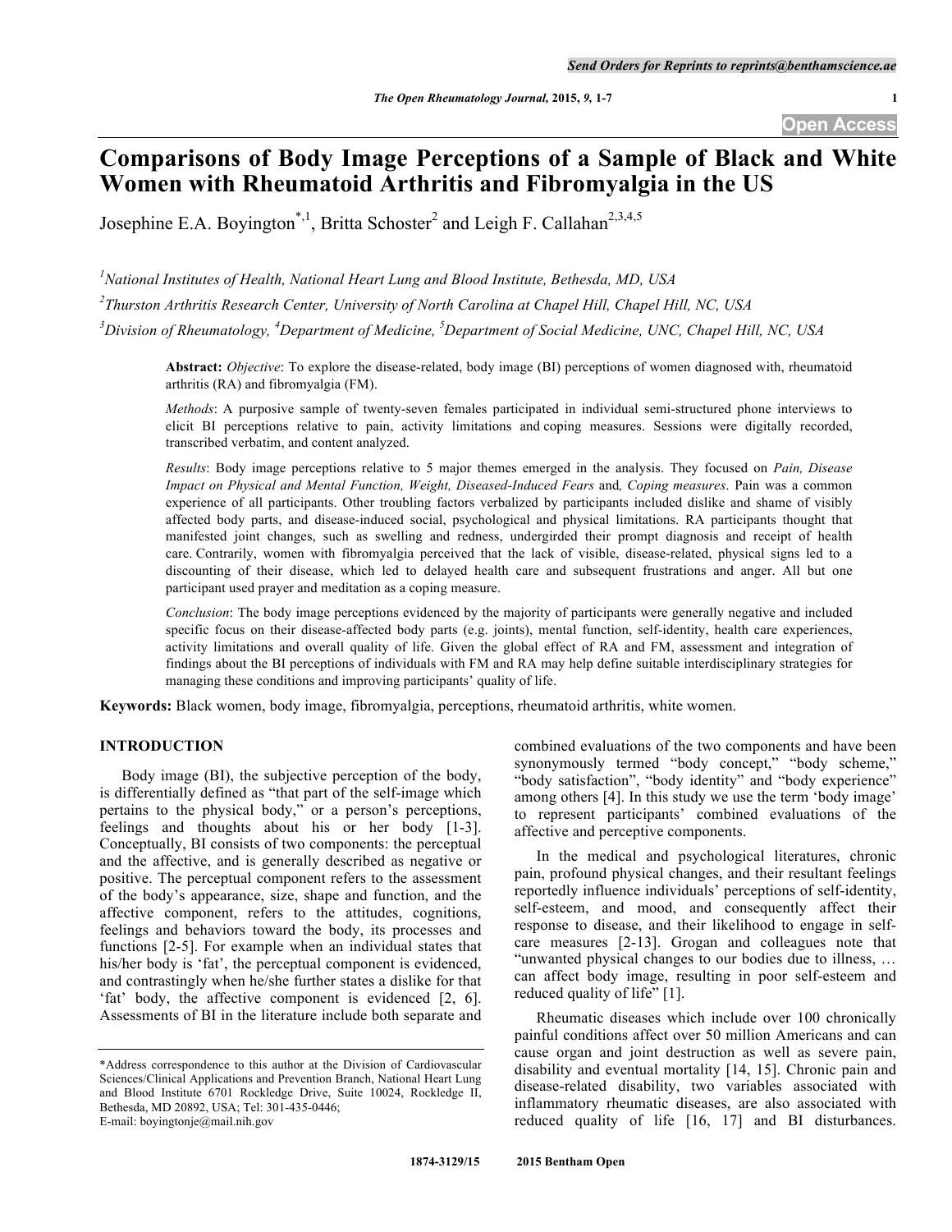# Comparisons of Body Image Perceptions of a Sample of Black and White Women with Rheumatoid Arthritis and Fibromyalgia in the US

Josephine E.A. Boyington[*,1], Britta Schoster[2] and Leigh F. Callahan[2,3,4,5]

[1]National Institutes of Health, National Heart Lung and Blood Institute, Bethesda, MD, USA

[2]Thurston Arthritis Research Center, University of North Carolina at Chapel Hill, Chapel Hill, NC, USA

[3]Division of Rheumatology, [4]Department of Medicine, [5]Department of Social Medicine, UNC, Chapel Hill, NC, USA

**Abstract:** *Objective*: To explore the disease-related, body image (BI) perceptions of women diagnosed with, rheumatoid arthritis (RA) and fibromyalgia (FM).

*Methods*: A purposive sample of twenty-seven females participated in individual semi-structured phone interviews to elicit BI perceptions relative to pain, activity limitations and coping measures. Sessions were digitally recorded, transcribed verbatim, and content analyzed.

*Results*: Body image perceptions relative to 5 major themes emerged in the analysis. They focused on *Pain, Disease Impact on Physical and Mental Function, Weight, Diseased-Induced Fears* and, *Coping measures*. Pain was a common experience of all participants. Other troubling factors verbalized by participants included dislike and shame of visibly affected body parts, and disease-induced social, psychological and physical limitations. RA participants thought that manifested joint changes, such as swelling and redness, undergirded their prompt diagnosis and receipt of health care. Contrarily, women with fibromyalgia perceived that the lack of visible, disease-related, physical signs led to a discounting of their disease, which led to delayed health care and subsequent frustrations and anger. All but one participant used prayer and meditation as a coping measure.

*Conclusion*: The body image perceptions evidenced by the majority of participants were generally negative and included specific focus on their disease-affected body parts (e.g. joints), mental function, self-identity, health care experiences, activity limitations and overall quality of life. Given the global effect of RA and FM, assessment and integration of findings about the BI perceptions of individuals with FM and RA may help define suitable interdisciplinary strategies for managing these conditions and improving participants' quality of life.

**Keywords:** Black women, body image, fibromyalgia, perceptions, rheumatoid arthritis, white women.

## INTRODUCTION

Body image (BI), the subjective perception of the body, is differentially defined as "that part of the self-image which pertains to the physical body," or a person's perceptions, feelings and thoughts about his or her body [1-3]. Conceptually, BI consists of two components: the perceptual and the affective, and is generally described as negative or positive. The perceptual component refers to the assessment of the body's appearance, size, shape and function, and the affective component, refers to the attitudes, cognitions, feelings and behaviors toward the body, its processes and functions [2-5]. For example when an individual states that his/her body is 'fat', the perceptual component is evidenced, and contrastingly when he/she further states a dislike for that 'fat' body, the affective component is evidenced [2, 6]. Assessments of BI in the literature include both separate and combined evaluations of the two components and have been synonymously termed "body concept," "body scheme," "body satisfaction", "body identity" and "body experience" among others [4]. In this study we use the term 'body image' to represent participants' combined evaluations of the affective and perceptive components.

In the medical and psychological literatures, chronic pain, profound physical changes, and their resultant feelings reportedly influence individuals' perceptions of self-identity, self-esteem, and mood, and consequently affect their response to disease, and their likelihood to engage in self-care measures [2-13]. Grogan and colleagues note that "unwanted physical changes to our bodies due to illness, … can affect body image, resulting in poor self-esteem and reduced quality of life" [1].

Rheumatic diseases which include over 100 chronically painful conditions affect over 50 million Americans and can cause organ and joint destruction as well as severe pain, disability and eventual mortality [14, 15]. Chronic pain and disease-related disability, two variables associated with inflammatory rheumatic diseases, are also associated with reduced quality of life [16, 17] and BI disturbances.

*Address correspondence to this author at the Division of Cardiovascular Sciences/Clinical Applications and Prevention Branch, National Heart Lung and Blood Institute 6701 Rockledge Drive, Suite 10024, Rockledge II, Bethesda, MD 20892, USA; Tel: 301-435-0446; E-mail: boyingtonje@mail.nih.gov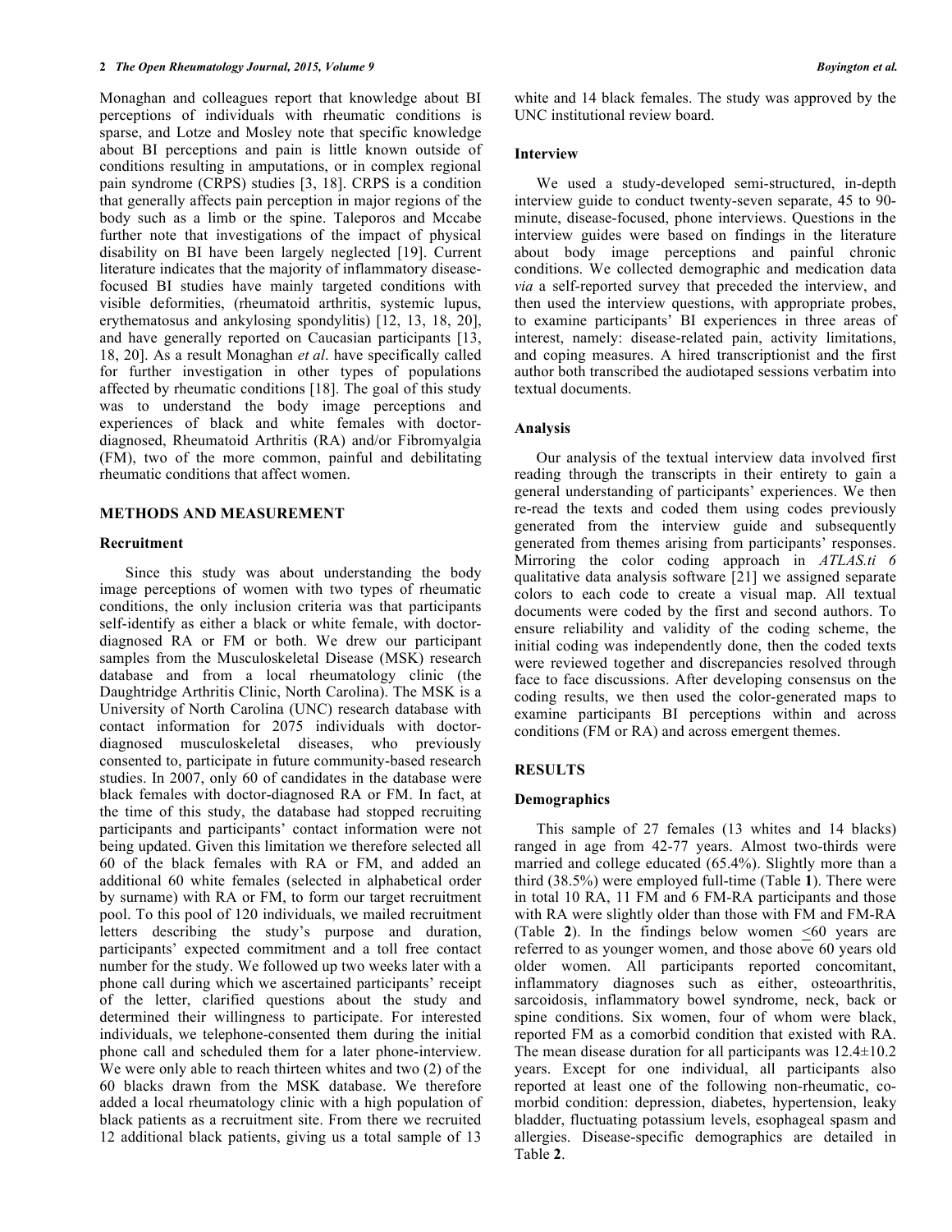Monaghan and colleagues report that knowledge about BI perceptions of individuals with rheumatic conditions is sparse, and Lotze and Mosley note that specific knowledge about BI perceptions and pain is little known outside of conditions resulting in amputations, or in complex regional pain syndrome (CRPS) studies [3, 18]. CRPS is a condition that generally affects pain perception in major regions of the body such as a limb or the spine. Taleporos and Mccabe further note that investigations of the impact of physical disability on BI have been largely neglected [19]. Current literature indicates that the majority of inflammatory disease-focused BI studies have mainly targeted conditions with visible deformities, (rheumatoid arthritis, systemic lupus, erythematosus and ankylosing spondylitis) [12, 13, 18, 20], and have generally reported on Caucasian participants [13, 18, 20]. As a result Monaghan *et al*. have specifically called for further investigation in other types of populations affected by rheumatic conditions [18]. The goal of this study was to understand the body image perceptions and experiences of black and white females with doctor-diagnosed, Rheumatoid Arthritis (RA) and/or Fibromyalgia (FM), two of the more common, painful and debilitating rheumatic conditions that affect women.

## METHODS AND MEASUREMENT

### Recruitment

Since this study was about understanding the body image perceptions of women with two types of rheumatic conditions, the only inclusion criteria was that participants self-identify as either a black or white female, with doctor-diagnosed RA or FM or both. We drew our participant samples from the Musculoskeletal Disease (MSK) research database and from a local rheumatology clinic (the Daughtridge Arthritis Clinic, North Carolina). The MSK is a University of North Carolina (UNC) research database with contact information for 2075 individuals with doctor-diagnosed musculoskeletal diseases, who previously consented to, participate in future community-based research studies. In 2007, only 60 of candidates in the database were black females with doctor-diagnosed RA or FM. In fact, at the time of this study, the database had stopped recruiting participants and participants' contact information were not being updated. Given this limitation we therefore selected all 60 of the black females with RA or FM, and added an additional 60 white females (selected in alphabetical order by surname) with RA or FM, to form our target recruitment pool. To this pool of 120 individuals, we mailed recruitment letters describing the study's purpose and duration, participants' expected commitment and a toll free contact number for the study. We followed up two weeks later with a phone call during which we ascertained participants' receipt of the letter, clarified questions about the study and determined their willingness to participate. For interested individuals, we telephone-consented them during the initial phone call and scheduled them for a later phone-interview. We were only able to reach thirteen whites and two (2) of the 60 blacks drawn from the MSK database. We therefore added a local rheumatology clinic with a high population of black patients as a recruitment site. From there we recruited 12 additional black patients, giving us a total sample of 13 white and 14 black females. The study was approved by the UNC institutional review board.

### Interview

We used a study-developed semi-structured, in-depth interview guide to conduct twenty-seven separate, 45 to 90-minute, disease-focused, phone interviews. Questions in the interview guides were based on findings in the literature about body image perceptions and painful chronic conditions. We collected demographic and medication data *via* a self-reported survey that preceded the interview, and then used the interview questions, with appropriate probes, to examine participants' BI experiences in three areas of interest, namely: disease-related pain, activity limitations, and coping measures. A hired transcriptionist and the first author both transcribed the audiotaped sessions verbatim into textual documents.

### Analysis

Our analysis of the textual interview data involved first reading through the transcripts in their entirety to gain a general understanding of participants' experiences. We then re-read the texts and coded them using codes previously generated from the interview guide and subsequently generated from themes arising from participants' responses. Mirroring the color coding approach in *ATLAS.ti 6* qualitative data analysis software [21] we assigned separate colors to each code to create a visual map. All textual documents were coded by the first and second authors. To ensure reliability and validity of the coding scheme, the initial coding was independently done, then the coded texts were reviewed together and discrepancies resolved through face to face discussions. After developing consensus on the coding results, we then used the color-generated maps to examine participants BI perceptions within and across conditions (FM or RA) and across emergent themes.

## RESULTS

### Demographics

This sample of 27 females (13 whites and 14 blacks) ranged in age from 42-77 years. Almost two-thirds were married and college educated (65.4%). Slightly more than a third (38.5%) were employed full-time (Table **1**). There were in total 10 RA, 11 FM and 6 FM-RA participants and those with RA were slightly older than those with FM and FM-RA (Table **2**). In the findings below women ≤60 years are referred to as younger women, and those above 60 years old older women. All participants reported concomitant, inflammatory diagnoses such as either, osteoarthritis, sarcoidosis, inflammatory bowel syndrome, neck, back or spine conditions. Six women, four of whom were black, reported FM as a comorbid condition that existed with RA. The mean disease duration for all participants was 12.4±10.2 years. Except for one individual, all participants also reported at least one of the following non-rheumatic, co-morbid condition: depression, diabetes, hypertension, leaky bladder, fluctuating potassium levels, esophageal spasm and allergies. Disease-specific demographics are detailed in Table **2**.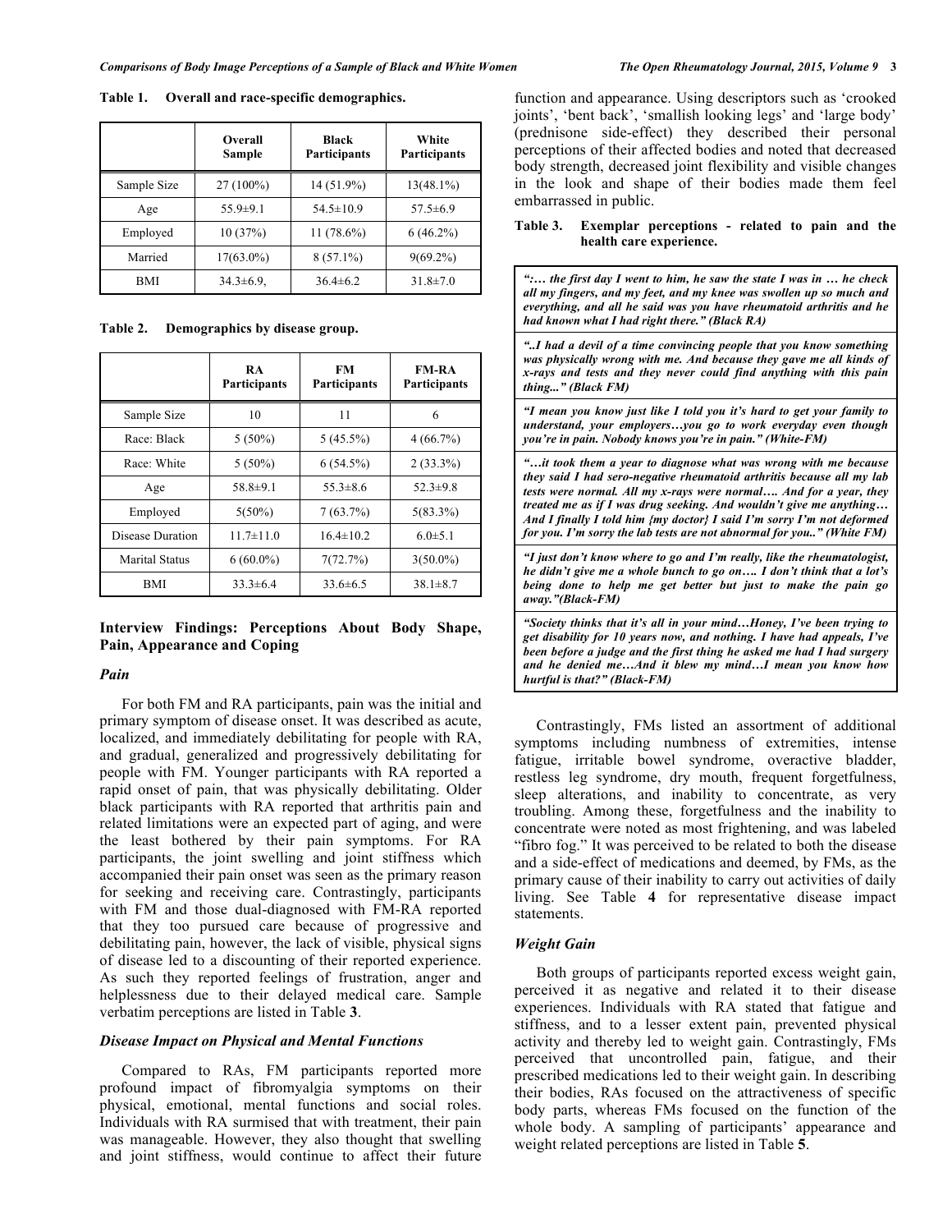**Table 1. Overall and race-specific demographics.**

| | Overall Sample | Black Participants | White Participants |
|---|---|---|---|
| Sample Size | 27 (100%) | 14 (51.9%) | 13(48.1%) |
| Age | 55.9±9.1 | 54.5±10.9 | 57.5±6.9 |
| Employed | 10 (37%) | 11 (78.6%) | 6 (46.2%) |
| Married | 17(63.0%) | 8 (57.1%) | 9(69.2%) |
| BMI | 34.3±6.9, | 36.4±6.2 | 31.8±7.0 |

**Table 2. Demographics by disease group.**

| | RA Participants | FM Participants | FM-RA Participants |
|---|---|---|---|
| Sample Size | 10 | 11 | 6 |
| Race: Black | 5 (50%) | 5 (45.5%) | 4 (66.7%) |
| Race: White | 5 (50%) | 6 (54.5%) | 2 (33.3%) |
| Age | 58.8±9.1 | 55.3±8.6 | 52.3±9.8 |
| Employed | 5(50%) | 7 (63.7%) | 5(83.3%) |
| Disease Duration | 11.7±11.0 | 16.4±10.2 | 6.0±5.1 |
| Marital Status | 6 (60.0%) | 7(72.7%) | 3(50.0%) |
| BMI | 33.3±6.4 | 33.6±6.5 | 38.1±8.7 |

## Interview Findings: Perceptions About Body Shape, Pain, Appearance and Coping

### *Pain*

For both FM and RA participants, pain was the initial and primary symptom of disease onset. It was described as acute, localized, and immediately debilitating for people with RA, and gradual, generalized and progressively debilitating for people with FM. Younger participants with RA reported a rapid onset of pain, that was physically debilitating. Older black participants with RA reported that arthritis pain and related limitations were an expected part of aging, and were the least bothered by their pain symptoms. For RA participants, the joint swelling and joint stiffness which accompanied their pain onset was seen as the primary reason for seeking and receiving care. Contrastingly, participants with FM and those dual-diagnosed with FM-RA reported that they too pursued care because of progressive and debilitating pain, however, the lack of visible, physical signs of disease led to a discounting of their reported experience. As such they reported feelings of frustration, anger and helplessness due to their delayed medical care. Sample verbatim perceptions are listed in Table **3**.

### *Disease Impact on Physical and Mental Functions*

Compared to RAs, FM participants reported more profound impact of fibromyalgia symptoms on their physical, emotional, mental functions and social roles. Individuals with RA surmised that with treatment, their pain was manageable. However, they also thought that swelling and joint stiffness, would continue to affect their future function and appearance. Using descriptors such as 'crooked joints', 'bent back', 'smallish looking legs' and 'large body' (prednisone side-effect) they described their personal perceptions of their affected bodies and noted that decreased body strength, decreased joint flexibility and visible changes in the look and shape of their bodies made them feel embarrassed in public.

**Table 3. Exemplar perceptions - related to pain and the health care experience.**

| |
|---|
| ***":… the first day I went to him, he saw the state I was in … he check all my fingers, and my feet, and my knee was swollen up so much and everything, and all he said was you have rheumatoid arthritis and he had known what I had right there." (Black RA)*** |
| ***"..I had a devil of a time convincing people that you know something was physically wrong with me. And because they gave me all kinds of x-rays and tests and they never could find anything with this pain thing..." (Black FM)*** |
| ***"I mean you know just like I told you it's hard to get your family to understand, your employers…you go to work everyday even though you're in pain. Nobody knows you're in pain." (White-FM)*** |
| ***"…it took them a year to diagnose what was wrong with me because they said I had sero-negative rheumatoid arthritis because all my lab tests were normal. All my x-rays were normal…. And for a year, they treated me as if I was drug seeking. And wouldn't give me anything… And I finally I told him {my doctor} I said I'm sorry I'm not deformed for you. I'm sorry the lab tests are not abnormal for you.." (White FM)*** |
| ***"I just don't know where to go and I'm really, like the rheumatologist, he didn't give me a whole bunch to go on…. I don't think that a lot's being done to help me get better but just to make the pain go away."(Black-FM)*** |
| ***"Society thinks that it's all in your mind…Honey, I've been trying to get disability for 10 years now, and nothing. I have had appeals, I've been before a judge and the first thing he asked me had I had surgery and he denied me…And it blew my mind…I mean you know how hurtful is that?" (Black-FM)*** |

Contrastingly, FMs listed an assortment of additional symptoms including numbness of extremities, intense fatigue, irritable bowel syndrome, overactive bladder, restless leg syndrome, dry mouth, frequent forgetfulness, sleep alterations, and inability to concentrate, as very troubling. Among these, forgetfulness and the inability to concentrate were noted as most frightening, and was labeled "fibro fog." It was perceived to be related to both the disease and a side-effect of medications and deemed, by FMs, as the primary cause of their inability to carry out activities of daily living. See Table **4** for representative disease impact statements.

### *Weight Gain*

Both groups of participants reported excess weight gain, perceived it as negative and related it to their disease experiences. Individuals with RA stated that fatigue and stiffness, and to a lesser extent pain, prevented physical activity and thereby led to weight gain. Contrastingly, FMs perceived that uncontrolled pain, fatigue, and their prescribed medications led to their weight gain. In describing their bodies, RAs focused on the attractiveness of specific body parts, whereas FMs focused on the function of the whole body. A sampling of participants' appearance and weight related perceptions are listed in Table **5**.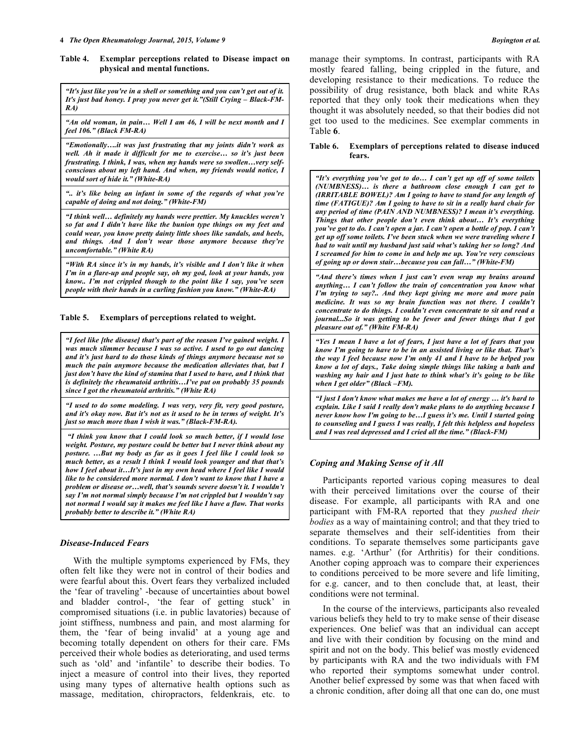**Table 4. Exemplar perceptions related to Disease impact on physical and mental functions.**

| |
|---|
| ***"It's just like you're in a shell or something and you can't get out of it. It's just bad honey. I pray you never get it."(Still Crying – Black-FM-RA)*** |
| ***"An old woman, in pain… Well I am 46, I will be next month and I feel 106." (Black FM-RA)*** |
| ***"Emotionally….it was just frustrating that my joints didn't work as well. Ah it made it difficult for me to exercise… so it's just been frustrating. I think, I was, when my hands were so swollen…very self-conscious about my left hand. And when, my friends would notice, I would sort of hide it." (White-RA)*** |
| ***".. it's like being an infant in some of the regards of what you're capable of doing and not doing." (White-FM)*** |
| ***"I think well… definitely my hands were prettier. My knuckles weren't so fat and I didn't have like the bunion type things on my feet and could wear, you know pretty dainty little shoes like sandals, and heels, and things. And I don't wear those anymore because they're uncomfortable." (White RA)*** |
| ***"With RA since it's in my hands, it's visible and I don't like it when I'm in a flare-up and people say, oh my god, look at your hands, you know.. I'm not crippled though to the point like I say, you've seen people with their hands in a curling fashion you know." (White-RA)*** |

**Table 5. Exemplars of perceptions related to weight.**

| |
|---|
| ***"I feel like [the disease] that's part of the reason I've gained weight. I was much slimmer because I was so active. I used to go out dancing and it's just hard to do those kinds of things anymore because not so much the pain anymore because the medication alleviates that, but I just don't have the kind of stamina that I used to have, and I think that is definitely the rheumatoid arthritis…I've put on probably 35 pounds since I got the rheumatoid arthritis." (White RA)*** |
| ***"I used to do some modeling. I was very, very fit, very good posture, and it's okay now. But it's not as it used to be in terms of weight. It's just so much more than I wish it was." (Black-FM-RA).*** |
| ***"I think you know that I could look so much better, if I would lose weight. Posture, my posture could be better but I never think about my posture. …But my body as far as it goes I feel like I could look so much better, as a result I think I would look younger and that that's how I feel about it…It's just in my own head where I feel like I would like to be considered more normal. I don't want to know that I have a problem or disease or…well, that's sounds severe doesn't it. I wouldn't say I'm not normal simply because I'm not crippled but I wouldn't say not normal I would say it makes me feel like I have a flaw. That works probably better to describe it." (White RA)*** |

### *Disease-Induced Fears*

With the multiple symptoms experienced by FMs, they often felt like they were not in control of their bodies and were fearful about this. Overt fears they verbalized included the 'fear of traveling' -because of uncertainties about bowel and bladder control-, 'the fear of getting stuck' in compromised situations (i.e. in public lavatories) because of joint stiffness, numbness and pain, and most alarming for them, the 'fear of being invalid' at a young age and becoming totally dependent on others for their care. FMs perceived their whole bodies as deteriorating, and used terms such as 'old' and 'infantile' to describe their bodies. To inject a measure of control into their lives, they reported using many types of alternative health options such as massage, meditation, chiropractors, feldenkrais, etc. to manage their symptoms. In contrast, participants with RA mostly feared falling, being crippled in the future, and developing resistance to their medications. To reduce the possibility of drug resistance, both black and white RAs reported that they only took their medications when they thought it was absolutely needed, so that their bodies did not get too used to the medicines. See exemplar comments in Table **6**.

**Table 6. Exemplars of perceptions related to disease induced fears.**

| |
|---|
| ***"It's everything you've got to do… I can't get up off of some toilets (NUMBNESS)… is there a bathroom close enough I can get to (IRRITABLE BOWEL)? Am I going to have to stand for any length of time (FATIGUE)? Am I going to have to sit in a really hard chair for any period of time (PAIN AND NUMBNESS)? I mean it's everything. Things that other people don't even think about… It's everything you've got to do. I can't open a jar. I can't open a bottle of pop. I can't get up off some toilets. I've been stuck when we were traveling where I had to wait until my husband just said what's taking her so long? And I screamed for him to come in and help me up. You're very conscious of going up or down stair…because you can fall…" (White-FM)*** |
| ***"And there's times when I just can't even wrap my brains around anything… I can't follow the train of concentration you know what I'm trying to say?.. And they kept giving me more and more pain medicine. It was so my brain function was not there. I couldn't concentrate to do things. I couldn't even concentrate to sit and read a journal...So it was getting to be fewer and fewer things that I got pleasure out of." (White FM-RA)*** |
| ***"Yes I mean I have a lot of fears, I just have a lot of fears that you know I'm going to have to be in an assisted living or like that. That's the way I feel because now I'm only 41 and I have to be helped you know a lot of days., Take doing simple things like taking a bath and washing my hair and I just hate to think what's it's going to be like when I get older" (Black –FM).*** |
| ***"I just I don't know what makes me have a lot of energy … it's hard to explain. Like I said I really don't make plans to do anything because I never know how I'm going to be…I guess it's me. Until I started going to counseling and I guess I was really, I felt this helpless and hopeless and I was real depressed and I cried all the time." (Black-FM)*** |

### *Coping and Making Sense of it All*

Participants reported various coping measures to deal with their perceived limitations over the course of their disease. For example, all participants with RA and one participant with FM-RA reported that they *pushed their bodies* as a way of maintaining control; and that they tried to separate themselves and their self-identities from their conditions. To separate themselves some participants gave names. e.g. 'Arthur' (for Arthritis) for their conditions. Another coping approach was to compare their experiences to conditions perceived to be more severe and life limiting, for e.g. cancer, and to then conclude that, at least, their conditions were not terminal.

In the course of the interviews, participants also revealed various beliefs they held to try to make sense of their disease experiences. One belief was that an individual can accept and live with their condition by focusing on the mind and spirit and not on the body. This belief was mostly evidenced by participants with RA and the two individuals with FM who reported their symptoms somewhat under control. Another belief expressed by some was that when faced with a chronic condition, after doing all that one can do, one must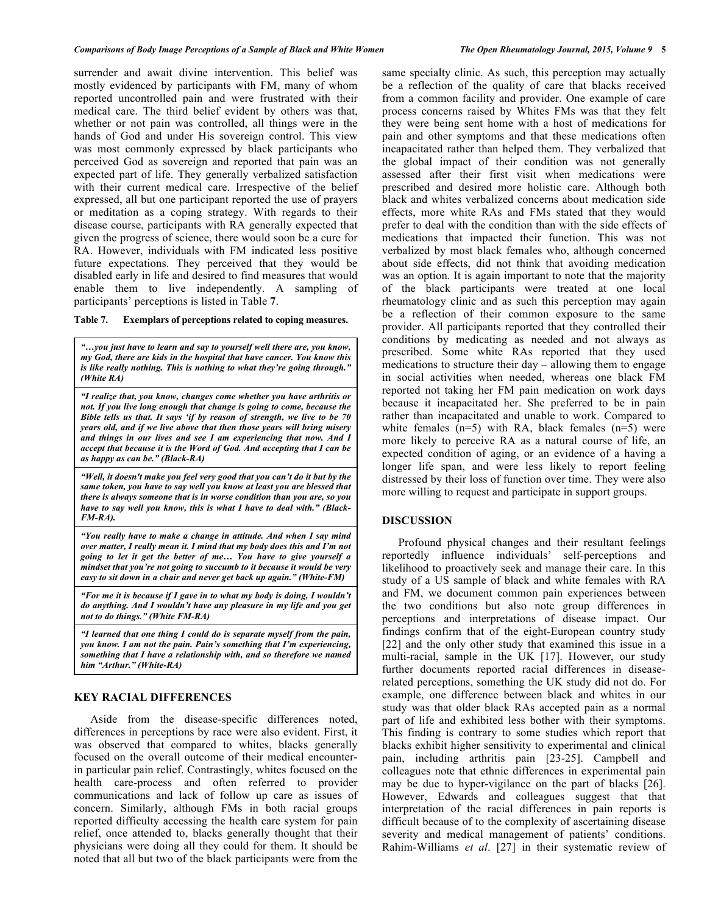surrender and await divine intervention. This belief was mostly evidenced by participants with FM, many of whom reported uncontrolled pain and were frustrated with their medical care. The third belief evident by others was that, whether or not pain was controlled, all things were in the hands of God and under His sovereign control. This view was most commonly expressed by black participants who perceived God as sovereign and reported that pain was an expected part of life. They generally verbalized satisfaction with their current medical care. Irrespective of the belief expressed, all but one participant reported the use of prayers or meditation as a coping strategy. With regards to their disease course, participants with RA generally expected that given the progress of science, there would soon be a cure for RA. However, individuals with FM indicated less positive future expectations. They perceived that they would be disabled early in life and desired to find measures that would enable them to live independently. A sampling of participants' perceptions is listed in Table **7**.

**Table 7. Exemplars of perceptions related to coping measures.**

| |
|---|
| ***"…you just have to learn and say to yourself well there are, you know, my God, there are kids in the hospital that have cancer. You know this is like really nothing. This is nothing to what they're going through." (White RA)*** |
| ***"I realize that, you know, changes come whether you have arthritis or not. If you live long enough that change is going to come, because the Bible tells us that. It says 'if by reason of strength, we live to be 70 years old, and if we live above that then those years will bring misery and things in our lives and see I am experiencing that now. And I accept that because it is the Word of God. And accepting that I can be as happy as can be." (Black-RA)*** |
| ***"Well, it doesn't make you feel very good that you can't do it but by the same token, you have to say well you know at least you are blessed that there is always someone that is in worse condition than you are, so you have to say well you know, this is what I have to deal with." (Black-FM-RA).*** |
| ***"You really have to make a change in attitude. And when I say mind over matter, I really mean it. I mind that my body does this and I'm not going to let it get the better of me… You have to give yourself a mindset that you're not going to succumb to it because it would be very easy to sit down in a chair and never get back up again." (White-FM)*** |
| ***"For me it is because if I gave in to what my body is doing, I wouldn't do anything. And I wouldn't have any pleasure in my life and you get not to do things." (White FM-RA)*** |
| ***"I learned that one thing I could do is separate myself from the pain, you know. I am not the pain. Pain's something that I'm experiencing, something that I have a relationship with, and so therefore we named him "Arthur." (White-RA)*** |

## KEY RACIAL DIFFERENCES

Aside from the disease-specific differences noted, differences in perceptions by race were also evident. First, it was observed that compared to whites, blacks generally focused on the overall outcome of their medical encounter-in particular pain relief. Contrastingly, whites focused on the health care-process and often referred to provider communications and lack of follow up care as issues of concern. Similarly, although FMs in both racial groups reported difficulty accessing the health care system for pain relief, once attended to, blacks generally thought that their physicians were doing all they could for them. It should be noted that all but two of the black participants were from the same specialty clinic. As such, this perception may actually be a reflection of the quality of care that blacks received from a common facility and provider. One example of care process concerns raised by Whites FMs was that they felt they were being sent home with a host of medications for pain and other symptoms and that these medications often incapacitated rather than helped them. They verbalized that the global impact of their condition was not generally assessed after their first visit when medications were prescribed and desired more holistic care. Although both black and whites verbalized concerns about medication side effects, more white RAs and FMs stated that they would prefer to deal with the condition than with the side effects of medications that impacted their function. This was not verbalized by most black females who, although concerned about side effects, did not think that avoiding medication was an option. It is again important to note that the majority of the black participants were treated at one local rheumatology clinic and as such this perception may again be a reflection of their common exposure to the same provider. All participants reported that they controlled their conditions by medicating as needed and not always as prescribed. Some white RAs reported that they used medications to structure their day – allowing them to engage in social activities when needed, whereas one black FM reported not taking her FM pain medication on work days because it incapacitated her. She preferred to be in pain rather than incapacitated and unable to work. Compared to white females (n=5) with RA, black females (n=5) were more likely to perceive RA as a natural course of life, an expected condition of aging, or an evidence of a having a longer life span, and were less likely to report feeling distressed by their loss of function over time. They were also more willing to request and participate in support groups.

## DISCUSSION

Profound physical changes and their resultant feelings reportedly influence individuals' self-perceptions and likelihood to proactively seek and manage their care. In this study of a US sample of black and white females with RA and FM, we document common pain experiences between the two conditions but also note group differences in perceptions and interpretations of disease impact. Our findings confirm that of the eight-European country study [22] and the only other study that examined this issue in a multi-racial, sample in the UK [17]. However, our study further documents reported racial differences in disease-related perceptions, something the UK study did not do. For example, one difference between black and whites in our study was that older black RAs accepted pain as a normal part of life and exhibited less bother with their symptoms. This finding is contrary to some studies which report that blacks exhibit higher sensitivity to experimental and clinical pain, including arthritis pain [23-25]. Campbell and colleagues note that ethnic differences in experimental pain may be due to hyper-vigilance on the part of blacks [26]. However, Edwards and colleagues suggest that that interpretation of the racial differences in pain reports is difficult because of to the complexity of ascertaining disease severity and medical management of patients' conditions. Rahim-Williams *et al*. [27] in their systematic review of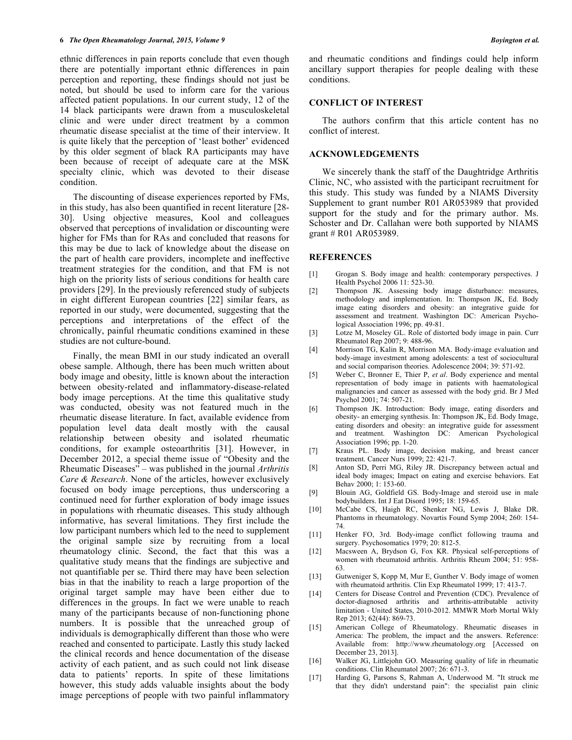ethnic differences in pain reports conclude that even though there are potentially important ethnic differences in pain perception and reporting, these findings should not just be noted, but should be used to inform care for the various affected patient populations. In our current study, 12 of the 14 black participants were drawn from a musculoskeletal clinic and were under direct treatment by a common rheumatic disease specialist at the time of their interview. It is quite likely that the perception of 'least bother' evidenced by this older segment of black RA participants may have been because of receipt of adequate care at the MSK specialty clinic, which was devoted to their disease condition.

The discounting of disease experiences reported by FMs, in this study, has also been quantified in recent literature [28-30]. Using objective measures, Kool and colleagues observed that perceptions of invalidation or discounting were higher for FMs than for RAs and concluded that reasons for this may be due to lack of knowledge about the disease on the part of health care providers, incomplete and ineffective treatment strategies for the condition, and that FM is not high on the priority lists of serious conditions for health care providers [29]. In the previously referenced study of subjects in eight different European countries [22] similar fears, as reported in our study, were documented, suggesting that the perceptions and interpretations of the effect of the chronically, painful rheumatic conditions examined in these studies are not culture-bound.

Finally, the mean BMI in our study indicated an overall obese sample. Although, there has been much written about body image and obesity, little is known about the interaction between obesity-related and inflammatory-disease-related body image perceptions. At the time this qualitative study was conducted, obesity was not featured much in the rheumatic disease literature. In fact, available evidence from population level data dealt mostly with the causal relationship between obesity and isolated rheumatic conditions, for example osteoarthritis [31]. However, in December 2012, a special theme issue of "Obesity and the Rheumatic Diseases" – was published in the journal *Arthritis Care & Research*. None of the articles, however exclusively focused on body image perceptions, thus underscoring a continued need for further exploration of body image issues in populations with rheumatic diseases. This study although informative, has several limitations. They first include the low participant numbers which led to the need to supplement the original sample size by recruiting from a local rheumatology clinic. Second, the fact that this was a qualitative study means that the findings are subjective and not quantifiable per se. Third there may have been selection bias in that the inability to reach a large proportion of the original target sample may have been either due to differences in the groups. In fact we were unable to reach many of the participants because of non-functioning phone numbers. It is possible that the unreached group of individuals is demographically different than those who were reached and consented to participate. Lastly this study lacked the clinical records and hence documentation of the disease activity of each patient, and as such could not link disease data to patients' reports. In spite of these limitations however, this study adds valuable insights about the body image perceptions of people with two painful inflammatory and rheumatic conditions and findings could help inform ancillary support therapies for people dealing with these conditions.

## CONFLICT OF INTEREST

The authors confirm that this article content has no conflict of interest.

## ACKNOWLEDGEMENTS

We sincerely thank the staff of the Daughtridge Arthritis Clinic, NC, who assisted with the participant recruitment for this study. This study was funded by a NIAMS Diversity Supplement to grant number R01 AR053989 that provided support for the study and for the primary author. Ms. Schoster and Dr. Callahan were both supported by NIAMS grant # R01 AR053989.

## REFERENCES

[1] Grogan S. Body image and health: contemporary perspectives. J Health Psychol 2006 11: 523-30.

[2] Thompson JK. Assessing body image disturbance: measures, methodology and implementation. In: Thompson JK, Ed. Body image eating disorders and obesity: an integrative guide for assessment and treatment. Washington DC: American Psychological Association 1996; pp. 49-81.

[3] Lotze M, Moseley GL. Role of distorted body image in pain. Curr Rheumatol Rep 2007; 9: 488-96.

[4] Morrison TG, Kalin R, Morrison MA. Body-image evaluation and body-image investment among adolescents: a test of sociocultural and social comparison theories. Adolescence 2004; 39: 571-92.

[5] Weber C, Bronner E, Thier P, *et al*. Body experience and mental representation of body image in patients with haematological malignancies and cancer as assessed with the body grid. Br J Med Psychol 2001; 74: 507-21.

[6] Thompson JK. Introduction: Body image, eating disorders and obesity- an emerging synthesis. In: Thompson JK, Ed. Body Image, eating disorders and obesity: an integrative guide for assessment and treatment. Washington DC: American Psychological Association 1996; pp. 1-20.

[7] Kraus PL. Body image, decision making, and breast cancer treatment. Cancer Nurs 1999; 22: 421-7.

[8] Anton SD, Perri MG, Riley JR. Discrepancy between actual and ideal body images; Impact on eating and exercise behaviors. Eat Behav 2000; 1: 153-60.

[9] Blouin AG, Goldfield GS. Body-Image and steroid use in male bodybuilders. Int J Eat Disord 1995; 18: 159-65.

[10] McCabe CS, Haigh RC, Shenker NG, Lewis J, Blake DR. Phantoms in rheumatology. Novartis Found Symp 2004; 260: 154-74.

[11] Henker FO, 3rd. Body-image conflict following trauma and surgery. Psychosomatics 1979; 20: 812-5.

[12] Macsween A, Brydson G, Fox KR. Physical self-perceptions of women with rheumatoid arthritis. Arthritis Rheum 2004; 51: 958-63.

[13] Gutweniger S, Kopp M, Mur E, Gunther V. Body image of women with rheumatoid arthritis. Clin Exp Rheumatol 1999; 17: 413-7.

[14] Centers for Disease Control and Prevention (CDC). Prevalence of doctor-diagnosed arthritis and arthritis-attributable activity limitation - United States, 2010-2012. MMWR Morb Mortal Wkly Rep 2013; 62(44): 869-73.

[15] American College of Rheumatology. Rheumatic diseases in America: The problem, the impact and the answers. Reference: Available from: http://www.rheumatology.org [Accessed on December 23, 2013].

[16] Walker JG, Littlejohn GO. Measuring quality of life in rheumatic conditions. Clin Rheumatol 2007; 26: 671-3.

[17] Harding G, Parsons S, Rahman A, Underwood M. "It struck me that they didn't understand pain": the specialist pain clinic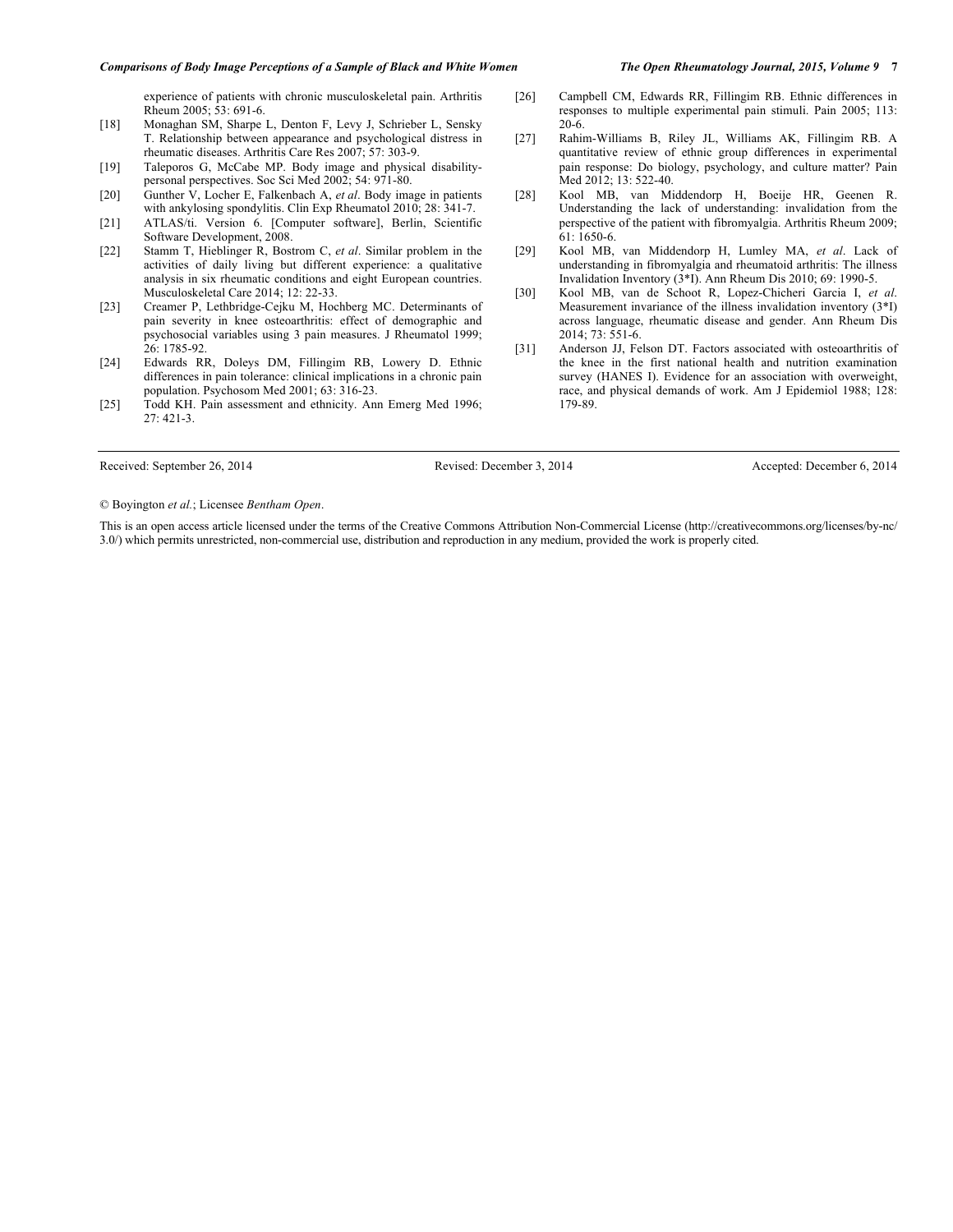experience of patients with chronic musculoskeletal pain. Arthritis Rheum 2005; 53: 691-6.

[18] Monaghan SM, Sharpe L, Denton F, Levy J, Schrieber L, Sensky T. Relationship between appearance and psychological distress in rheumatic diseases. Arthritis Care Res 2007; 57: 303-9.

[19] Taleporos G, McCabe MP. Body image and physical disability-personal perspectives. Soc Sci Med 2002; 54: 971-80.

[20] Gunther V, Locher E, Falkenbach A, *et al*. Body image in patients with ankylosing spondylitis. Clin Exp Rheumatol 2010; 28: 341-7.

[21] ATLAS/ti. Version 6. [Computer software], Berlin, Scientific Software Development, 2008.

[22] Stamm T, Hieblinger R, Bostrom C, *et al*. Similar problem in the activities of daily living but different experience: a qualitative analysis in six rheumatic conditions and eight European countries. Musculoskeletal Care 2014; 12: 22-33.

[23] Creamer P, Lethbridge-Cejku M, Hochberg MC. Determinants of pain severity in knee osteoarthritis: effect of demographic and psychosocial variables using 3 pain measures. J Rheumatol 1999; 26: 1785-92.

[24] Edwards RR, Doleys DM, Fillingim RB, Lowery D. Ethnic differences in pain tolerance: clinical implications in a chronic pain population. Psychosom Med 2001; 63: 316-23.

[25] Todd KH. Pain assessment and ethnicity. Ann Emerg Med 1996; 27: 421-3.

[26] Campbell CM, Edwards RR, Fillingim RB. Ethnic differences in responses to multiple experimental pain stimuli. Pain 2005; 113: 20-6.

[27] Rahim-Williams B, Riley JL, Williams AK, Fillingim RB. A quantitative review of ethnic group differences in experimental pain response: Do biology, psychology, and culture matter? Pain Med 2012; 13: 522-40.

[28] Kool MB, van Middendorp H, Boeije HR, Geenen R. Understanding the lack of understanding: invalidation from the perspective of the patient with fibromyalgia. Arthritis Rheum 2009; 61: 1650-6.

[29] Kool MB, van Middendorp H, Lumley MA, *et al*. Lack of understanding in fibromyalgia and rheumatoid arthritis: The illness Invalidation Inventory (3*I). Ann Rheum Dis 2010; 69: 1990-5.

[30] Kool MB, van de Schoot R, Lopez-Chicheri Garcia I, *et al*. Measurement invariance of the illness invalidation inventory (3*I) across language, rheumatic disease and gender. Ann Rheum Dis 2014; 73: 551-6.

[31] Anderson JJ, Felson DT. Factors associated with osteoarthritis of the knee in the first national health and nutrition examination survey (HANES I). Evidence for an association with overweight, race, and physical demands of work. Am J Epidemiol 1988; 128: 179-89.

---

Received: September 26, 2014 Revised: December 3, 2014 Accepted: December 6, 2014

© Boyington *et al.*; Licensee *Bentham Open*.

This is an open access article licensed under the terms of the Creative Commons Attribution Non-Commercial License (http://creativecommons.org/licenses/by-nc/3.0/) which permits unrestricted, non-commercial use, distribution and reproduction in any medium, provided the work is properly cited.